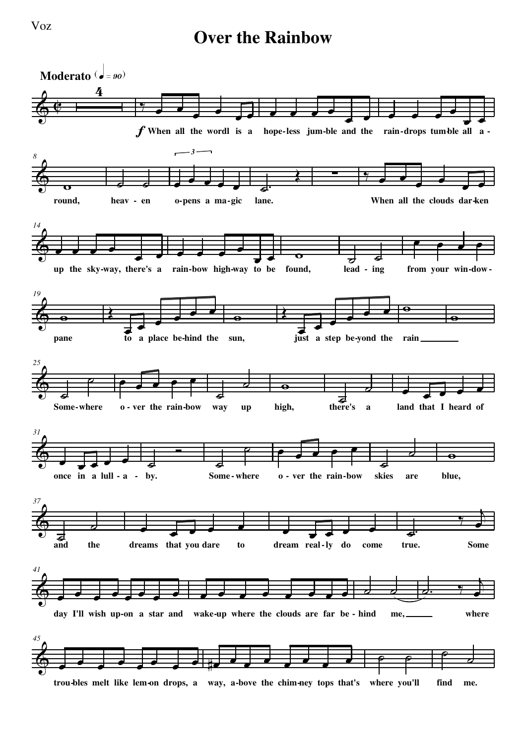Voz

# Over the Rainbow

**Moderato** (♩ = 90)

When all the wordl is a hope-less jum-ble and the rain-drops tum-ble all a-round, heav-en o-pens a ma-gic lane. When all the clouds dar-ken up the sky-way, there's a rain-bow high-way to be found, lead-ing from your win-dow-pane to a place be-hind the sun, just a step be-yond the rain

Some-where o-ver the rain-bow way up high, there's a land that I heard of once in a lull-a-by. Some-where o-ver the rain-bow skies are blue, and the dreams that you dare to dream real-ly do come true. Some day I'll wish up-on a star and wake-up where the clouds are far be-hind me, where trou-bles melt like lem-on drops, a way, a-bove the chim-ney tops that's where you'll find me.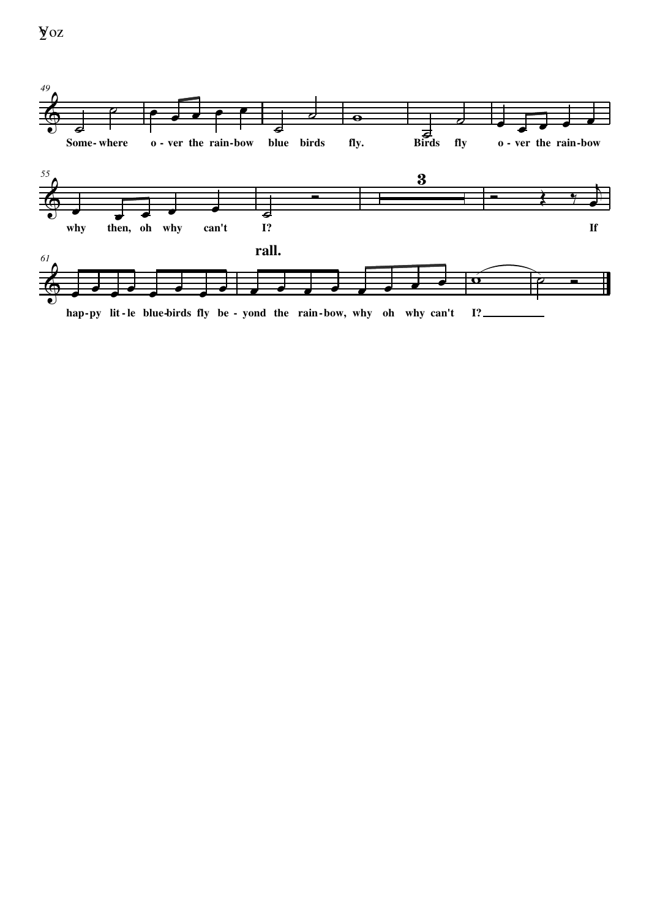49

Some- where o - ver the rain-bow blue birds fly. Birds fly o - ver the rain-bow

55

why then, oh why can't I? If

3

61

rall.

hap-py lit - le blue-birds fly be - yond the rain-bow, why oh why can't I?